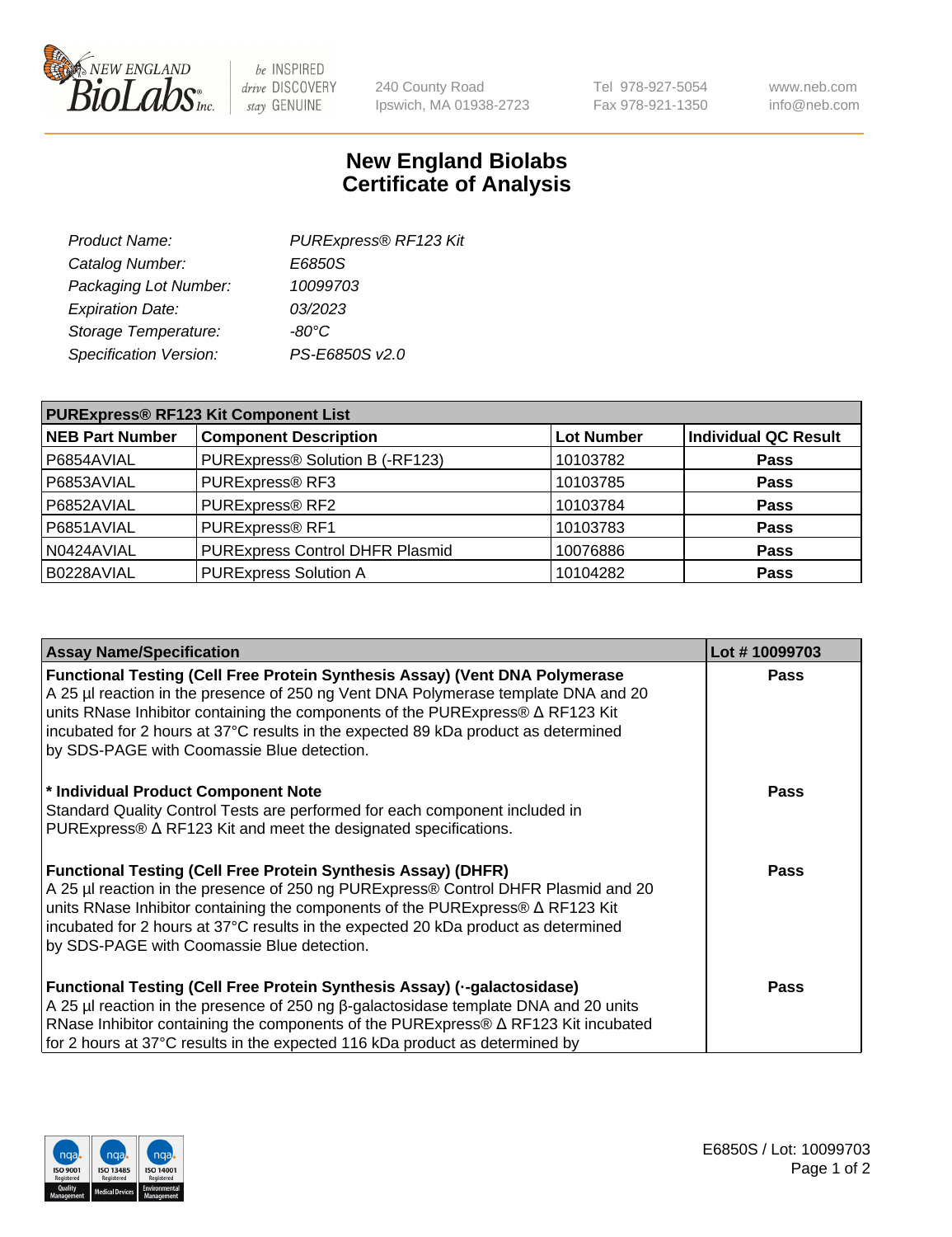New England Biolabs Inc. — be INSPIRED drive DISCOVERY stay GENUINE

240 County Road
Ipswich, MA 01938-2723

Tel 978-927-5054
Fax 978-921-1350

www.neb.com
info@neb.com

# New England Biolabs
# Certificate of Analysis

| | |
|---|---|
| *Product Name:* | *PURExpress® RF123 Kit* |
| *Catalog Number:* | *E6850S* |
| *Packaging Lot Number:* | *10099703* |
| *Expiration Date:* | *03/2023* |
| *Storage Temperature:* | *-80°C* |
| *Specification Version:* | *PS-E6850S v2.0* |

**PURExpress® RF123 Kit Component List**

| NEB Part Number | Component Description | Lot Number | Individual QC Result |
|---|---|---|---|
| P6854AVIAL | PURExpress® Solution B (-RF123) | 10103782 | **Pass** |
| P6853AVIAL | PURExpress® RF3 | 10103785 | **Pass** |
| P6852AVIAL | PURExpress® RF2 | 10103784 | **Pass** |
| P6851AVIAL | PURExpress® RF1 | 10103783 | **Pass** |
| N0424AVIAL | PURExpress Control DHFR Plasmid | 10076886 | **Pass** |
| B0228AVIAL | PURExpress Solution A | 10104282 | **Pass** |

| Assay Name/Specification | Lot # 10099703 |
|---|---|
| **Functional Testing (Cell Free Protein Synthesis Assay) (Vent DNA Polymerase** A 25 µl reaction in the presence of 250 ng Vent DNA Polymerase template DNA and 20 units RNase Inhibitor containing the components of the PURExpress® Δ RF123 Kit incubated for 2 hours at 37°C results in the expected 89 kDa product as determined by SDS-PAGE with Coomassie Blue detection. | **Pass** |
| **\* Individual Product Component Note** Standard Quality Control Tests are performed for each component included in PURExpress® Δ RF123 Kit and meet the designated specifications. | **Pass** |
| **Functional Testing (Cell Free Protein Synthesis Assay) (DHFR)** A 25 µl reaction in the presence of 250 ng PURExpress® Control DHFR Plasmid and 20 units RNase Inhibitor containing the components of the PURExpress® Δ RF123 Kit incubated for 2 hours at 37°C results in the expected 20 kDa product as determined by SDS-PAGE with Coomassie Blue detection. | **Pass** |
| **Functional Testing (Cell Free Protein Synthesis Assay) (·-galactosidase)** A 25 µl reaction in the presence of 250 ng β-galactosidase template DNA and 20 units RNase Inhibitor containing the components of the PURExpress® Δ RF123 Kit incubated for 2 hours at 37°C results in the expected 116 kDa product as determined by | **Pass** |

E6850S / Lot: 10099703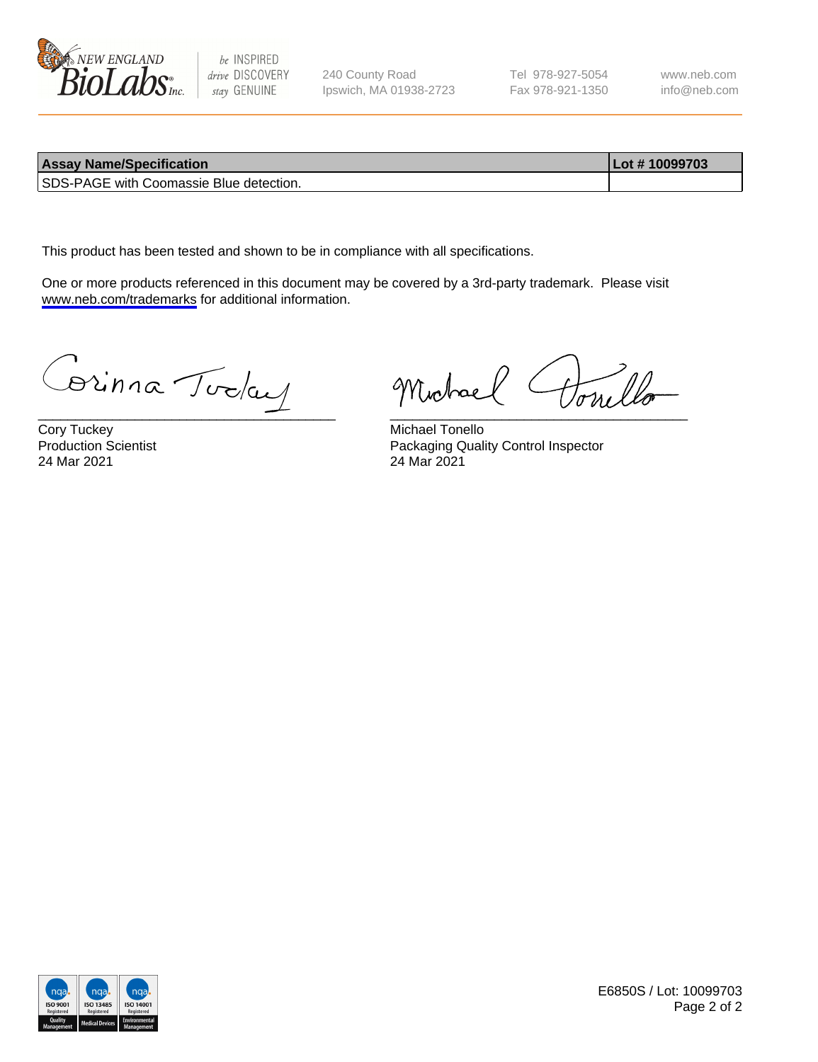| Assay Name/Specification | Lot # 10099703 |
| --- | --- |
| SDS-PAGE with Coomassie Blue detection. | |

This product has been tested and shown to be in compliance with all specifications.

One or more products referenced in this document may be covered by a 3rd-party trademark. Please visit www.neb.com/trademarks for additional information.

Cory Tuckey
Production Scientist
24 Mar 2021

Michael Tonello
Packaging Quality Control Inspector
24 Mar 2021

E6850S / Lot: 10099703